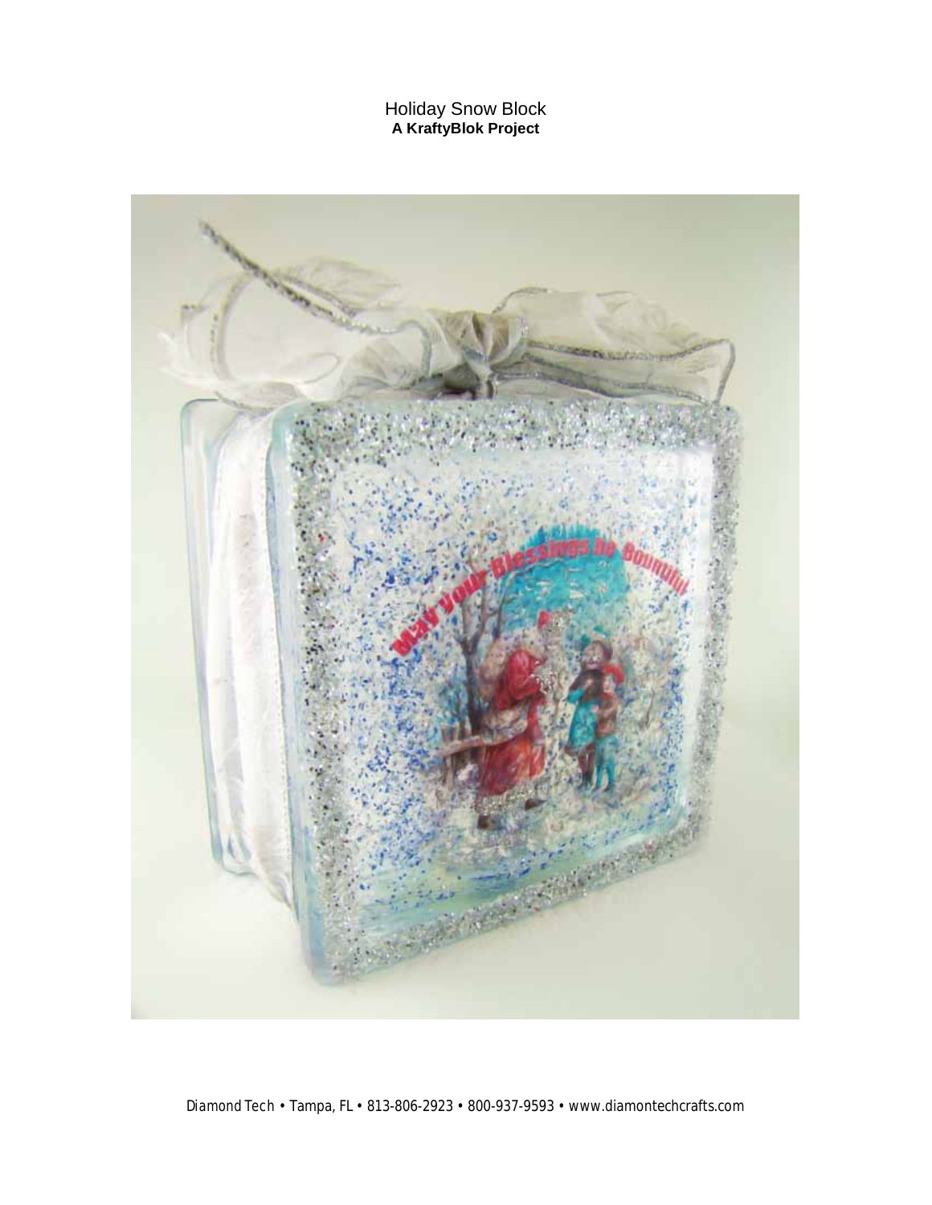# Holiday Snow Block
**A KraftyBlok Project**

Diamond Tech • Tampa, FL • 813-806-2923 • 800-937-9593 • www.diamontechcrafts.com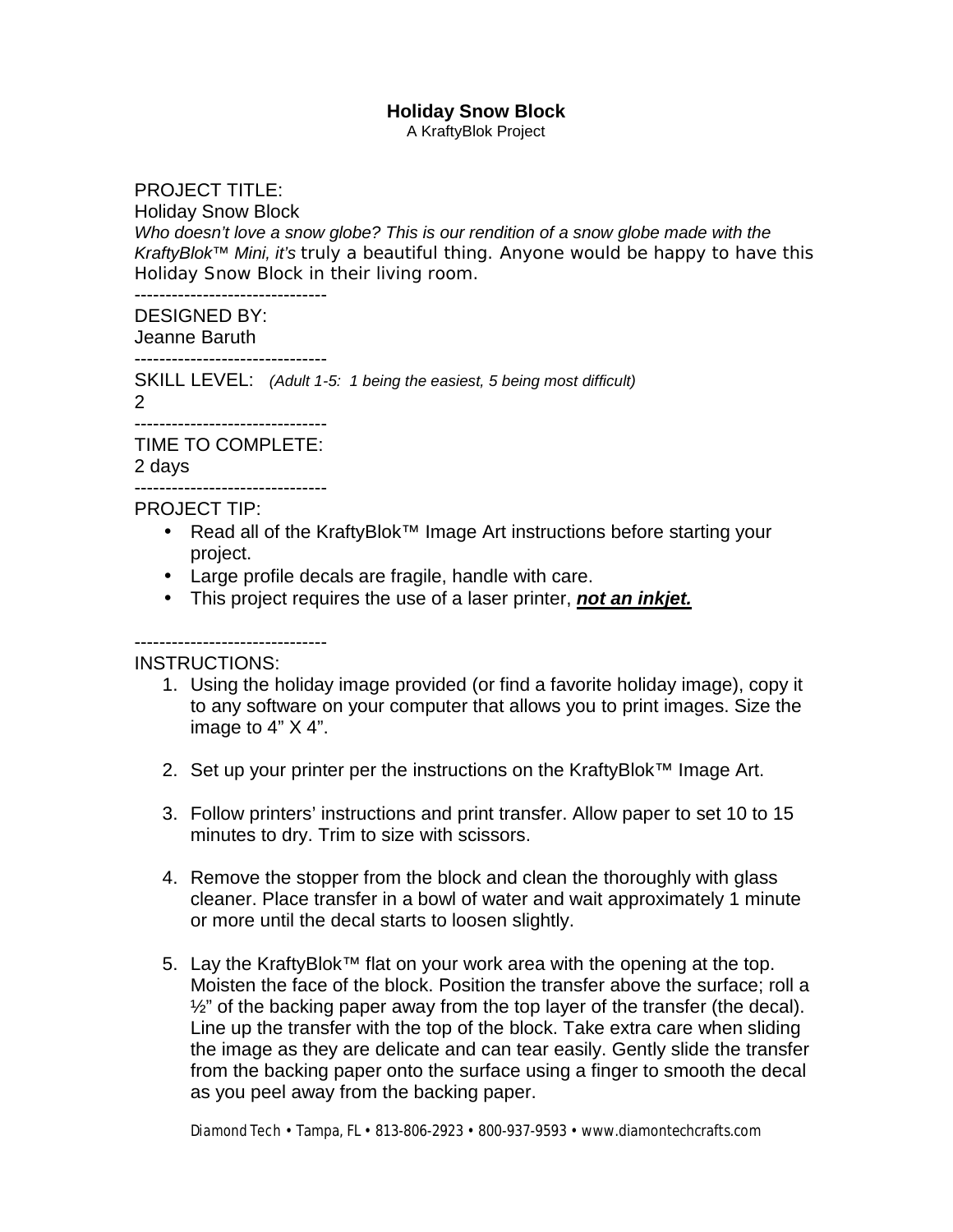**Holiday Snow Block**

A KraftyBlok Project

PROJECT TITLE:

Holiday Snow Block

*Who doesn't love a snow globe? This is our rendition of a snow globe made with the KraftyBlok™ Mini, it's* truly a beautiful thing. Anyone would be happy to have this Holiday Snow Block in their living room.

-------------------------------

DESIGNED BY:

Jeanne Baruth

-------------------------------

SKILL LEVEL: *(Adult 1-5: 1 being the easiest, 5 being most difficult)*

2

-------------------------------

TIME TO COMPLETE:

2 days

-------------------------------

PROJECT TIP:

- Read all of the KraftyBlok™ Image Art instructions before starting your project.
- Large profile decals are fragile, handle with care.
- This project requires the use of a laser printer, ***not an inkjet.***

-------------------------------

INSTRUCTIONS:

1. Using the holiday image provided (or find a favorite holiday image), copy it to any software on your computer that allows you to print images. Size the image to 4" X 4".

2. Set up your printer per the instructions on the KraftyBlok™ Image Art.

3. Follow printers' instructions and print transfer. Allow paper to set 10 to 15 minutes to dry. Trim to size with scissors.

4. Remove the stopper from the block and clean the thoroughly with glass cleaner. Place transfer in a bowl of water and wait approximately 1 minute or more until the decal starts to loosen slightly.

5. Lay the KraftyBlok™ flat on your work area with the opening at the top. Moisten the face of the block. Position the transfer above the surface; roll a ½" of the backing paper away from the top layer of the transfer (the decal). Line up the transfer with the top of the block. Take extra care when sliding the image as they are delicate and can tear easily. Gently slide the transfer from the backing paper onto the surface using a finger to smooth the decal as you peel away from the backing paper.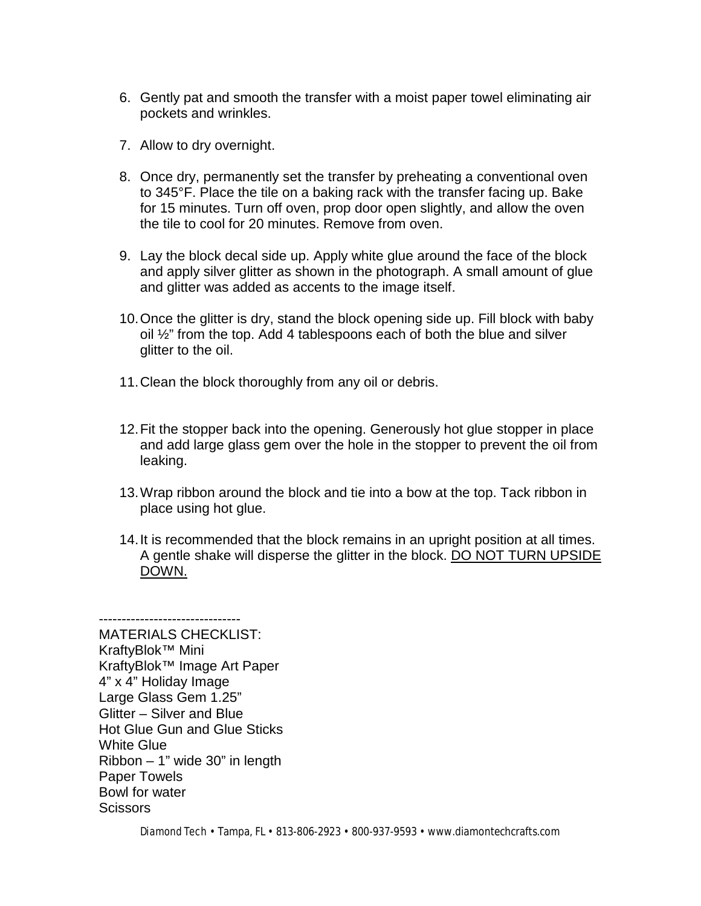6. Gently pat and smooth the transfer with a moist paper towel eliminating air pockets and wrinkles.

7. Allow to dry overnight.

8. Once dry, permanently set the transfer by preheating a conventional oven to 345°F. Place the tile on a baking rack with the transfer facing up. Bake for 15 minutes. Turn off oven, prop door open slightly, and allow the oven the tile to cool for 20 minutes. Remove from oven.

9. Lay the block decal side up. Apply white glue around the face of the block and apply silver glitter as shown in the photograph. A small amount of glue and glitter was added as accents to the image itself.

10. Once the glitter is dry, stand the block opening side up. Fill block with baby oil ½" from the top. Add 4 tablespoons each of both the blue and silver glitter to the oil.

11. Clean the block thoroughly from any oil or debris.

12. Fit the stopper back into the opening. Generously hot glue stopper in place and add large glass gem over the hole in the stopper to prevent the oil from leaking.

13. Wrap ribbon around the block and tie into a bow at the top. Tack ribbon in place using hot glue.

14. It is recommended that the block remains in an upright position at all times. A gentle shake will disperse the glitter in the block. <u>DO NOT TURN UPSIDE DOWN.</u>

-------------------------------

MATERIALS CHECKLIST:
KraftyBlok™ Mini
KraftyBlok™ Image Art Paper
4" x 4" Holiday Image
Large Glass Gem 1.25"
Glitter – Silver and Blue
Hot Glue Gun and Glue Sticks
White Glue
Ribbon – 1" wide 30" in length
Paper Towels
Bowl for water
Scissors

Diamond Tech • Tampa, FL • 813-806-2923 • 800-937-9593 • www.diamontechcrafts.com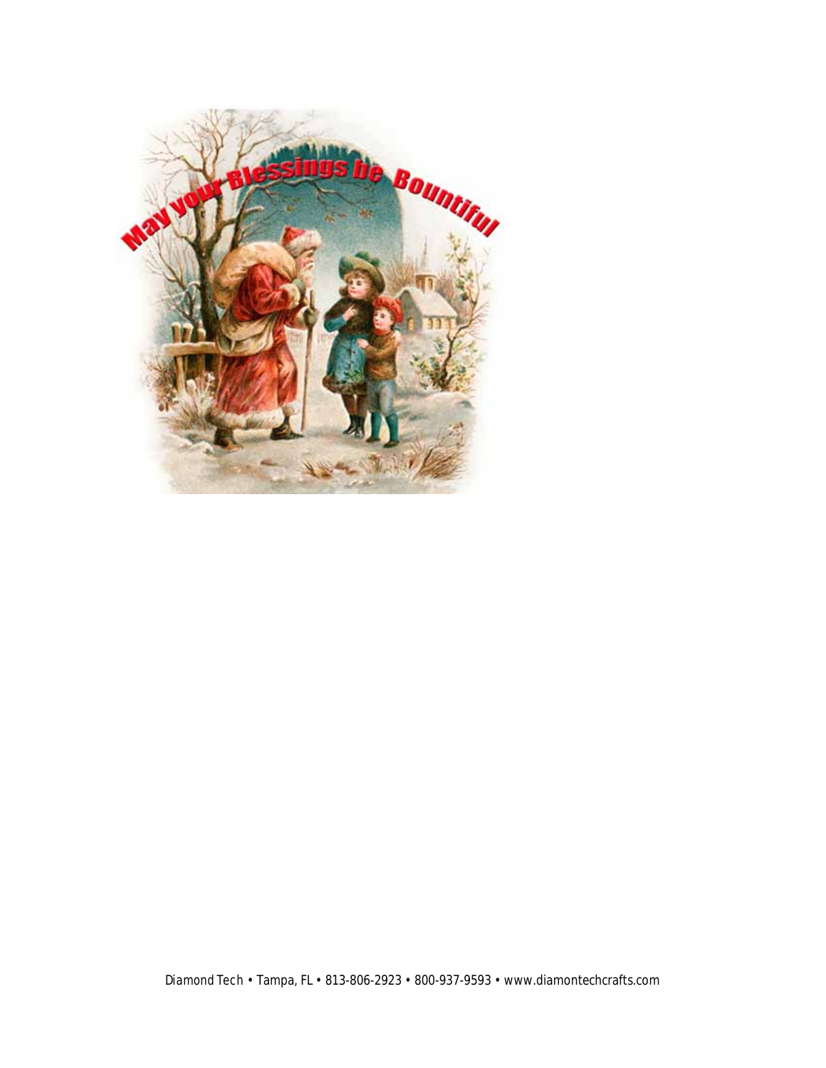May your Blessings be Bountiful